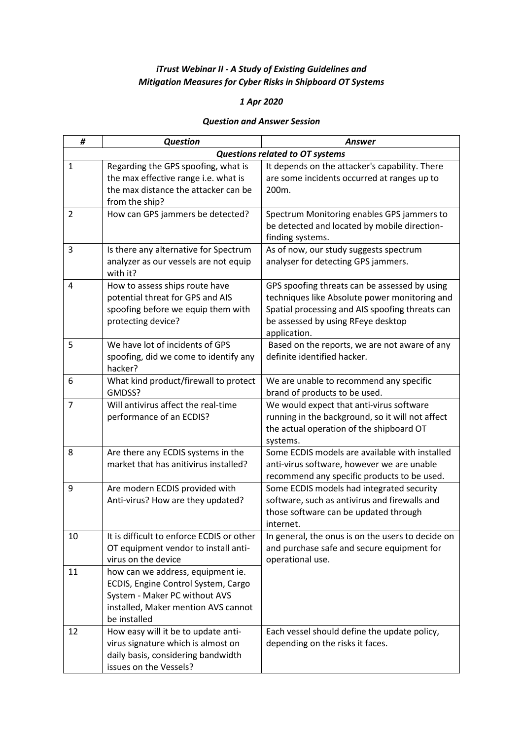***iTrust Webinar II - A Study of Existing Guidelines and Mitigation Measures for Cyber Risks in Shipboard OT Systems***

***1 Apr 2020***

***Question and Answer Session***

| *#* | *Question* | *Answer* |
|---|---|---|
| | ***Questions related to OT systems*** | |
| 1 | Regarding the GPS spoofing, what is the max effective range i.e. what is the max distance the attacker can be from the ship? | It depends on the attacker's capability. There are some incidents occurred at ranges up to 200m. |
| 2 | How can GPS jammers be detected? | Spectrum Monitoring enables GPS jammers to be detected and located by mobile direction-finding systems. |
| 3 | Is there any alternative for Spectrum analyzer as our vessels are not equip with it? | As of now, our study suggests spectrum analyser for detecting GPS jammers. |
| 4 | How to assess ships route have potential threat for GPS and AIS spoofing before we equip them with protecting device? | GPS spoofing threats can be assessed by using techniques like Absolute power monitoring and Spatial processing and AIS spoofing threats can be assessed by using RFeye desktop application. |
| 5 | We have lot of incidents of GPS spoofing, did we come to identify any hacker? | Based on the reports, we are not aware of any definite identified hacker. |
| 6 | What kind product/firewall to protect GMDSS? | We are unable to recommend any specific brand of products to be used. |
| 7 | Will antivirus affect the real-time performance of an ECDIS? | We would expect that anti-virus software running in the background, so it will not affect the actual operation of the shipboard OT systems. |
| 8 | Are there any ECDIS systems in the market that has anitivirus installed? | Some ECDIS models are available with installed anti-virus software, however we are unable recommend any specific products to be used. |
| 9 | Are modern ECDIS provided with Anti-virus? How are they updated? | Some ECDIS models had integrated security software, such as antivirus and firewalls and those software can be updated through internet. |
| 10 | It is difficult to enforce ECDIS or other OT equipment vendor to install anti-virus on the device | In general, the onus is on the users to decide on and purchase safe and secure equipment for operational use. |
| 11 | how can we address, equipment ie. ECDIS, Engine Control System, Cargo System - Maker PC without AVS installed, Maker mention AVS cannot be installed | |
| 12 | How easy will it be to update anti-virus signature which is almost on daily basis, considering bandwidth issues on the Vessels? | Each vessel should define the update policy, depending on the risks it faces. |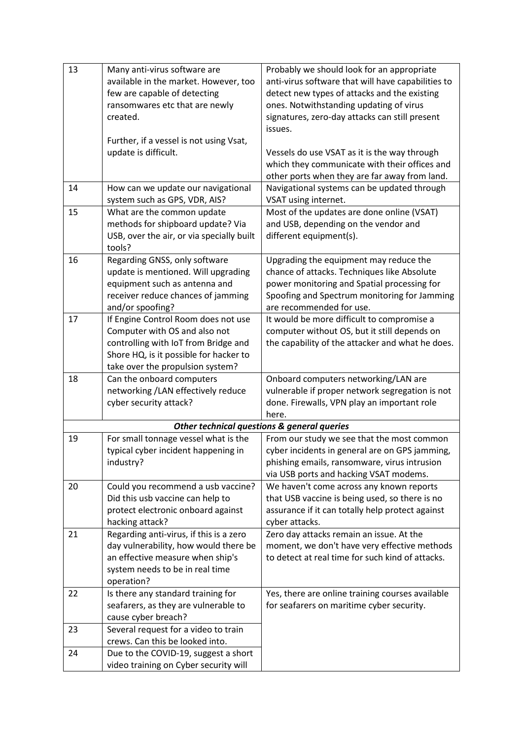| | | |
|---|---|---|
| 13 | Many anti-virus software are available in the market. However, too few are capable of detecting ransomwares etc that are newly created.<br><br>Further, if a vessel is not using Vsat, update is difficult. | Probably we should look for an appropriate anti-virus software that will have capabilities to detect new types of attacks and the existing ones. Notwithstanding updating of virus signatures, zero-day attacks can still present issues.<br><br>Vessels do use VSAT as it is the way through which they communicate with their offices and other ports when they are far away from land. |
| 14 | How can we update our navigational system such as GPS, VDR, AIS? | Navigational systems can be updated through VSAT using internet. |
| 15 | What are the common update methods for shipboard update? Via USB, over the air, or via specially built tools? | Most of the updates are done online (VSAT) and USB, depending on the vendor and different equipment(s). |
| 16 | Regarding GNSS, only software update is mentioned. Will upgrading equipment such as antenna and receiver reduce chances of jamming and/or spoofing? | Upgrading the equipment may reduce the chance of attacks. Techniques like Absolute power monitoring and Spatial processing for Spoofing and Spectrum monitoring for Jamming are recommended for use. |
| 17 | If Engine Control Room does not use Computer with OS and also not controlling with IoT from Bridge and Shore HQ, is it possible for hacker to take over the propulsion system? | It would be more difficult to compromise a computer without OS, but it still depends on the capability of the attacker and what he does. |
| 18 | Can the onboard computers networking /LAN effectively reduce cyber security attack? | Onboard computers networking/LAN are vulnerable if proper network segregation is not done. Firewalls, VPN play an important role here. |
| | ***Other technical questions & general queries*** | |
| 19 | For small tonnage vessel what is the typical cyber incident happening in industry? | From our study we see that the most common cyber incidents in general are on GPS jamming, phishing emails, ransomware, virus intrusion via USB ports and hacking VSAT modems. |
| 20 | Could you recommend a usb vaccine? Did this usb vaccine can help to protect electronic onboard against hacking attack? | We haven't come across any known reports that USB vaccine is being used, so there is no assurance if it can totally help protect against cyber attacks. |
| 21 | Regarding anti-virus, if this is a zero day vulnerability, how would there be an effective measure when ship's system needs to be in real time operation? | Zero day attacks remain an issue. At the moment, we don't have very effective methods to detect at real time for such kind of attacks. |
| 22 | Is there any standard training for seafarers, as they are vulnerable to cause cyber breach? | Yes, there are online training courses available for seafarers on maritime cyber security. |
| 23 | Several request for a video to train crews. Can this be looked into. | |
| 24 | Due to the COVID-19, suggest a short video training on Cyber security will | |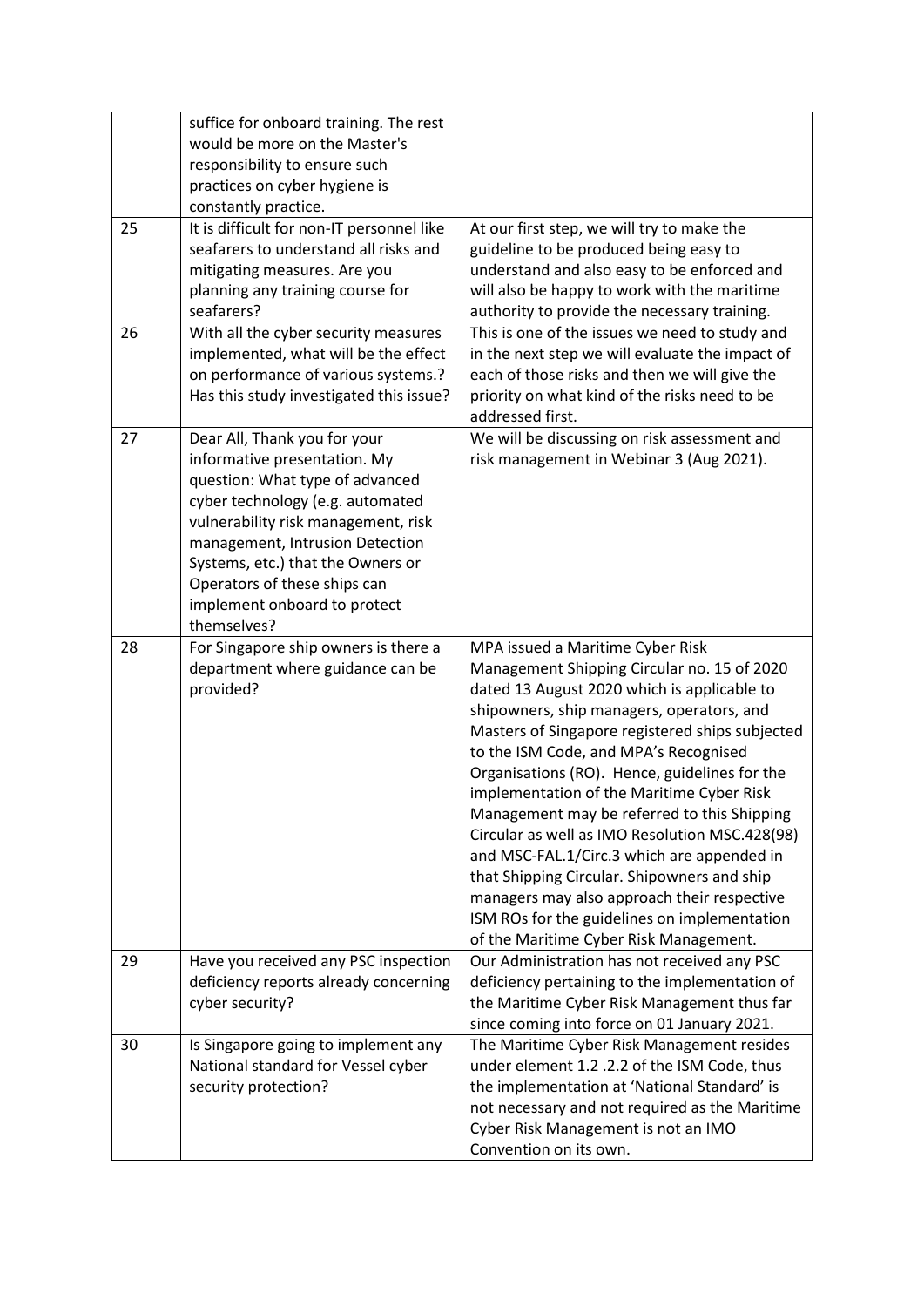| | | |
|---|---|---|
| | suffice for onboard training. The rest would be more on the Master's responsibility to ensure such practices on cyber hygiene is constantly practice. | |
| 25 | It is difficult for non-IT personnel like seafarers to understand all risks and mitigating measures. Are you planning any training course for seafarers? | At our first step, we will try to make the guideline to be produced being easy to understand and also easy to be enforced and will also be happy to work with the maritime authority to provide the necessary training. |
| 26 | With all the cyber security measures implemented, what will be the effect on performance of various systems.? Has this study investigated this issue? | This is one of the issues we need to study and in the next step we will evaluate the impact of each of those risks and then we will give the priority on what kind of the risks need to be addressed first. |
| 27 | Dear All, Thank you for your informative presentation. My question: What type of advanced cyber technology (e.g. automated vulnerability risk management, risk management, Intrusion Detection Systems, etc.) that the Owners or Operators of these ships can implement onboard to protect themselves? | We will be discussing on risk assessment and risk management in Webinar 3 (Aug 2021). |
| 28 | For Singapore ship owners is there a department where guidance can be provided? | MPA issued a Maritime Cyber Risk Management Shipping Circular no. 15 of 2020 dated 13 August 2020 which is applicable to shipowners, ship managers, operators, and Masters of Singapore registered ships subjected to the ISM Code, and MPA's Recognised Organisations (RO). Hence, guidelines for the implementation of the Maritime Cyber Risk Management may be referred to this Shipping Circular as well as IMO Resolution MSC.428(98) and MSC-FAL.1/Circ.3 which are appended in that Shipping Circular. Shipowners and ship managers may also approach their respective ISM ROs for the guidelines on implementation of the Maritime Cyber Risk Management. |
| 29 | Have you received any PSC inspection deficiency reports already concerning cyber security? | Our Administration has not received any PSC deficiency pertaining to the implementation of the Maritime Cyber Risk Management thus far since coming into force on 01 January 2021. |
| 30 | Is Singapore going to implement any National standard for Vessel cyber security protection? | The Maritime Cyber Risk Management resides under element 1.2 .2.2 of the ISM Code, thus the implementation at 'National Standard' is not necessary and not required as the Maritime Cyber Risk Management is not an IMO Convention on its own. |